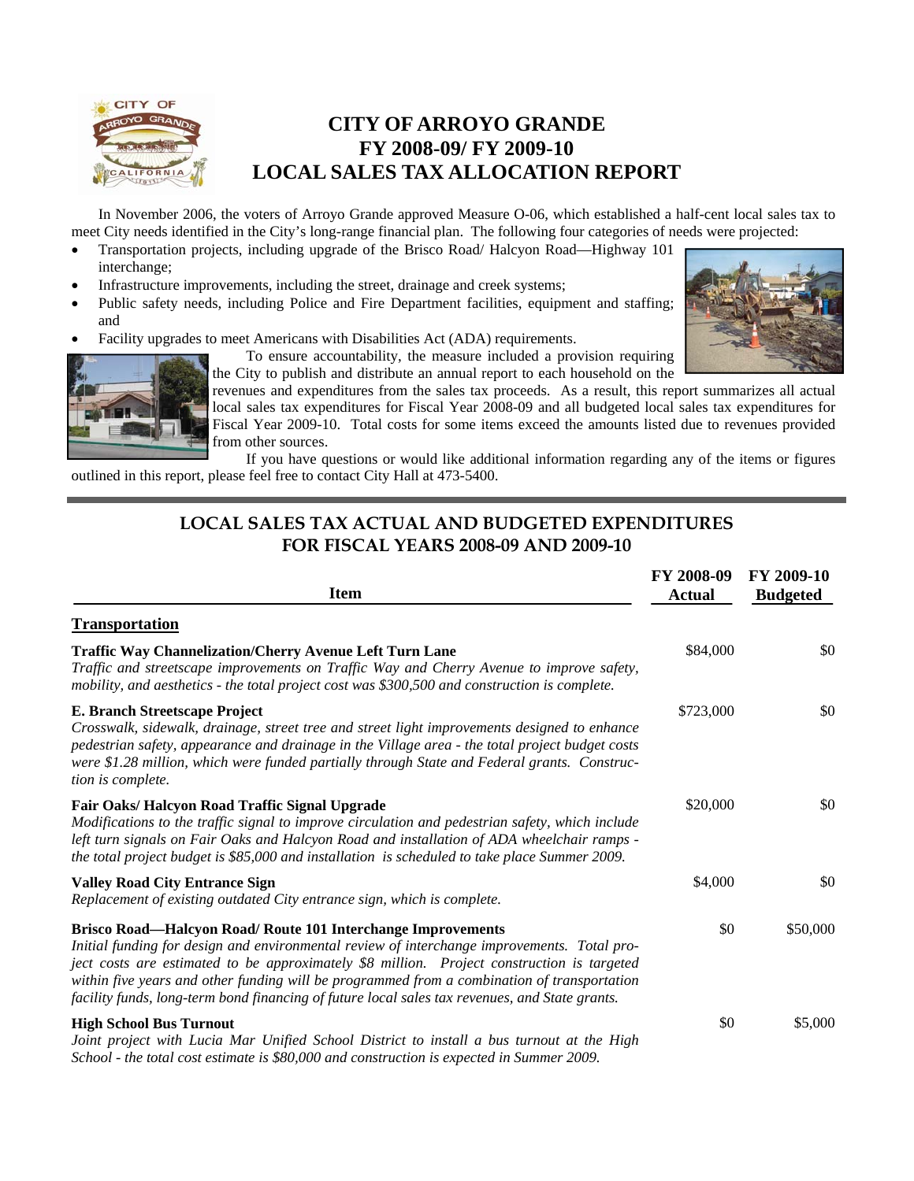# CITY OF ARROYO GRANDE
# FY 2008-09/ FY 2009-10
# LOCAL SALES TAX ALLOCATION REPORT

In November 2006, the voters of Arroyo Grande approved Measure O-06, which established a half-cent local sales tax to meet City needs identified in the City's long-range financial plan. The following four categories of needs were projected:

- Transportation projects, including upgrade of the Brisco Road/ Halcyon Road—Highway 101 interchange;
- Infrastructure improvements, including the street, drainage and creek systems;
- Public safety needs, including Police and Fire Department facilities, equipment and staffing; and
- Facility upgrades to meet Americans with Disabilities Act (ADA) requirements.

To ensure accountability, the measure included a provision requiring the City to publish and distribute an annual report to each household on the revenues and expenditures from the sales tax proceeds. As a result, this report summarizes all actual local sales tax expenditures for Fiscal Year 2008-09 and all budgeted local sales tax expenditures for Fiscal Year 2009-10. Total costs for some items exceed the amounts listed due to revenues provided from other sources.

If you have questions or would like additional information regarding any of the items or figures outlined in this report, please feel free to contact City Hall at 473-5400.

## LOCAL SALES TAX ACTUAL AND BUDGETED EXPENDITURES FOR FISCAL YEARS 2008-09 AND 2009-10

| Item | FY 2008-09 Actual | FY 2009-10 Budgeted |
|---|---|---|
| **Transportation** | | |
| **Traffic Way Channelization/Cherry Avenue Left Turn Lane**<br>*Traffic and streetscape improvements on Traffic Way and Cherry Avenue to improve safety, mobility, and aesthetics - the total project cost was $300,500 and construction is complete.* | $84,000 | $0 |
| **E. Branch Streetscape Project**<br>*Crosswalk, sidewalk, drainage, street tree and street light improvements designed to enhance pedestrian safety, appearance and drainage in the Village area - the total project budget costs were $1.28 million, which were funded partially through State and Federal grants. Construction is complete.* | $723,000 | $0 |
| **Fair Oaks/ Halcyon Road Traffic Signal Upgrade**<br>*Modifications to the traffic signal to improve circulation and pedestrian safety, which include left turn signals on Fair Oaks and Halcyon Road and installation of ADA wheelchair ramps - the total project budget is $85,000 and installation is scheduled to take place Summer 2009.* | $20,000 | $0 |
| **Valley Road City Entrance Sign**<br>*Replacement of existing outdated City entrance sign, which is complete.* | $4,000 | $0 |
| **Brisco Road—Halcyon Road/ Route 101 Interchange Improvements**<br>*Initial funding for design and environmental review of interchange improvements. Total project costs are estimated to be approximately $8 million. Project construction is targeted within five years and other funding will be programmed from a combination of transportation facility funds, long-term bond financing of future local sales tax revenues, and State grants.* | $0 | $50,000 |
| **High School Bus Turnout**<br>*Joint project with Lucia Mar Unified School District to install a bus turnout at the High School - the total cost estimate is $80,000 and construction is expected in Summer 2009.* | $0 | $5,000 |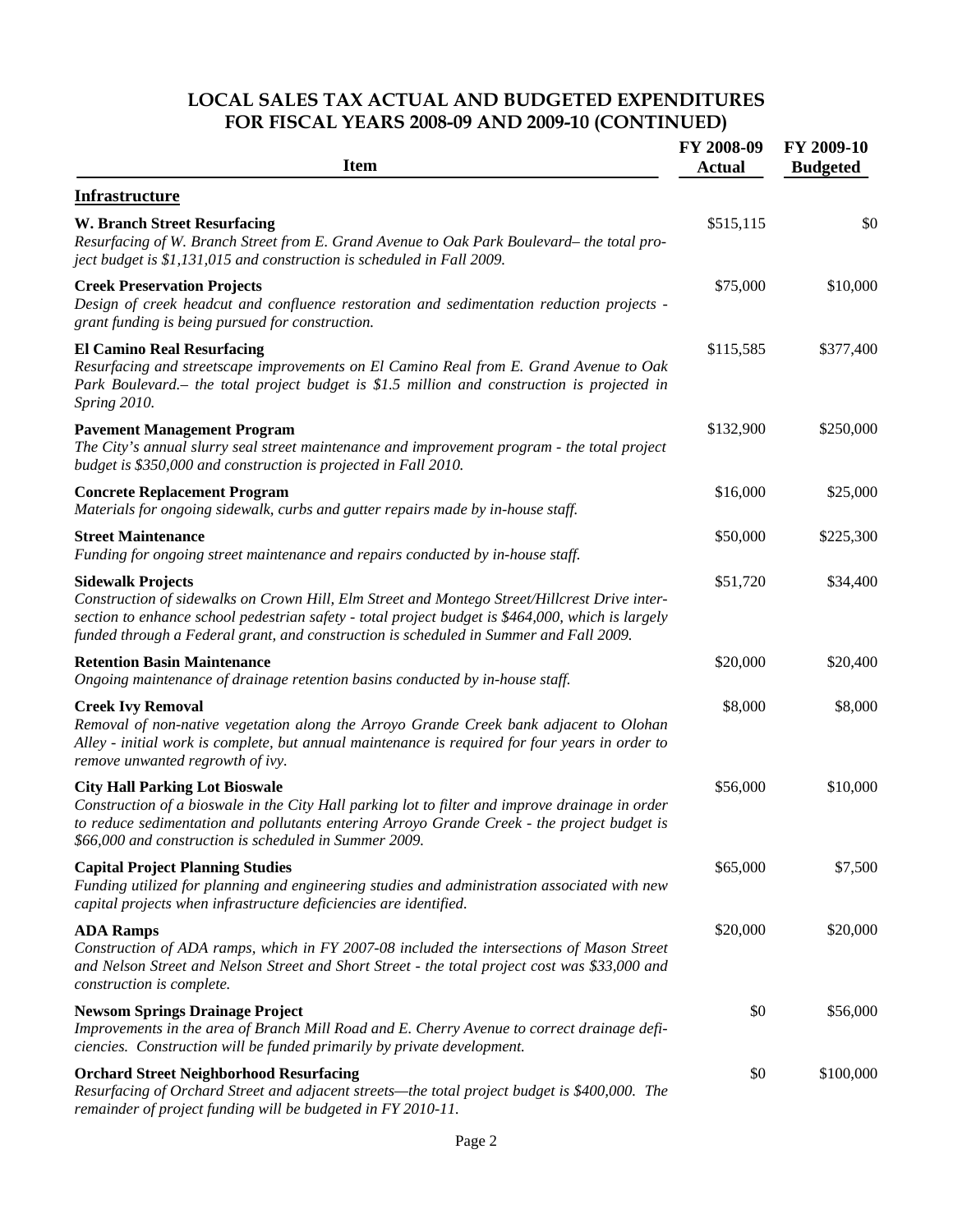## LOCAL SALES TAX ACTUAL AND BUDGETED EXPENDITURES FOR FISCAL YEARS 2008-09 AND 2009-10 (CONTINUED)

| Item | FY 2008-09 Actual | FY 2009-10 Budgeted |
|---|---|---|
| **Infrastructure** | | |
| **W. Branch Street Resurfacing**<br>*Resurfacing of W. Branch Street from E. Grand Avenue to Oak Park Boulevard– the total project budget is $1,131,015 and construction is scheduled in Fall 2009.* | $515,115 | $0 |
| **Creek Preservation Projects**<br>*Design of creek headcut and confluence restoration and sedimentation reduction projects - grant funding is being pursued for construction.* | $75,000 | $10,000 |
| **El Camino Real Resurfacing**<br>*Resurfacing and streetscape improvements on El Camino Real from E. Grand Avenue to Oak Park Boulevard.– the total project budget is $1.5 million and construction is projected in Spring 2010.* | $115,585 | $377,400 |
| **Pavement Management Program**<br>*The City's annual slurry seal street maintenance and improvement program - the total project budget is $350,000 and construction is projected in Fall 2010.* | $132,900 | $250,000 |
| **Concrete Replacement Program**<br>*Materials for ongoing sidewalk, curbs and gutter repairs made by in-house staff.* | $16,000 | $25,000 |
| **Street Maintenance**<br>*Funding for ongoing street maintenance and repairs conducted by in-house staff.* | $50,000 | $225,300 |
| **Sidewalk Projects**<br>*Construction of sidewalks on Crown Hill, Elm Street and Montego Street/Hillcrest Drive intersection to enhance school pedestrian safety - total project budget is $464,000, which is largely funded through a Federal grant, and construction is scheduled in Summer and Fall 2009.* | $51,720 | $34,400 |
| **Retention Basin Maintenance**<br>*Ongoing maintenance of drainage retention basins conducted by in-house staff.* | $20,000 | $20,400 |
| **Creek Ivy Removal**<br>*Removal of non-native vegetation along the Arroyo Grande Creek bank adjacent to Olohan Alley - initial work is complete, but annual maintenance is required for four years in order to remove unwanted regrowth of ivy.* | $8,000 | $8,000 |
| **City Hall Parking Lot Bioswale**<br>*Construction of a bioswale in the City Hall parking lot to filter and improve drainage in order to reduce sedimentation and pollutants entering Arroyo Grande Creek - the project budget is $66,000 and construction is scheduled in Summer 2009.* | $56,000 | $10,000 |
| **Capital Project Planning Studies**<br>*Funding utilized for planning and engineering studies and administration associated with new capital projects when infrastructure deficiencies are identified.* | $65,000 | $7,500 |
| **ADA Ramps**<br>*Construction of ADA ramps, which in FY 2007-08 included the intersections of Mason Street and Nelson Street and Nelson Street and Short Street - the total project cost was $33,000 and construction is complete.* | $20,000 | $20,000 |
| **Newsom Springs Drainage Project**<br>*Improvements in the area of Branch Mill Road and E. Cherry Avenue to correct drainage deficiencies. Construction will be funded primarily by private development.* | $0 | $56,000 |
| **Orchard Street Neighborhood Resurfacing**<br>*Resurfacing of Orchard Street and adjacent streets—the total project budget is $400,000. The remainder of project funding will be budgeted in FY 2010-11.* | $0 | $100,000 |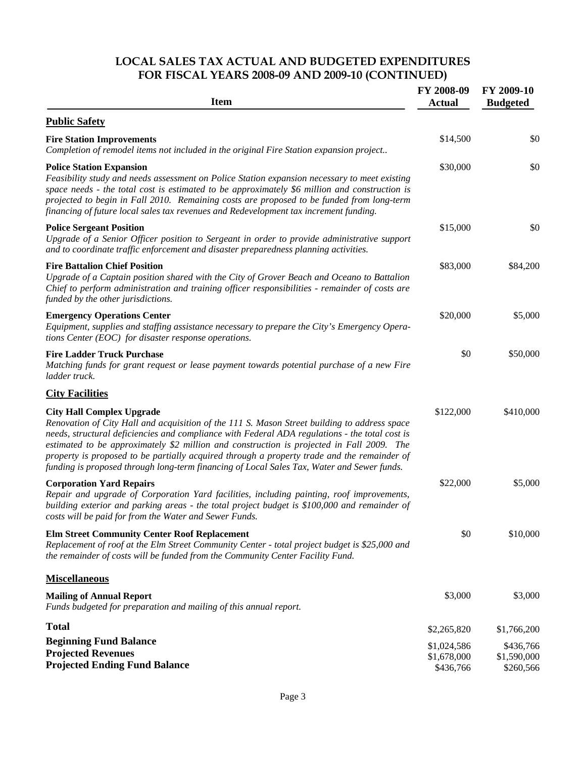# LOCAL SALES TAX ACTUAL AND BUDGETED EXPENDITURES FOR FISCAL YEARS 2008-09 AND 2009-10 (CONTINUED)

| Item | FY 2008-09 Actual | FY 2009-10 Budgeted |
|---|---|---|
| **Public Safety** | | |
| **Fire Station Improvements**<br>*Completion of remodel items not included in the original Fire Station expansion project..* | $14,500 | $0 |
| **Police Station Expansion**<br>*Feasibility study and needs assessment on Police Station expansion necessary to meet existing space needs - the total cost is estimated to be approximately $6 million and construction is projected to begin in Fall 2010. Remaining costs are proposed to be funded from long-term financing of future local sales tax revenues and Redevelopment tax increment funding.* | $30,000 | $0 |
| **Police Sergeant Position**<br>*Upgrade of a Senior Officer position to Sergeant in order to provide administrative support and to coordinate traffic enforcement and disaster preparedness planning activities.* | $15,000 | $0 |
| **Fire Battalion Chief Position**<br>*Upgrade of a Captain position shared with the City of Grover Beach and Oceano to Battalion Chief to perform administration and training officer responsibilities - remainder of costs are funded by the other jurisdictions.* | $83,000 | $84,200 |
| **Emergency Operations Center**<br>*Equipment, supplies and staffing assistance necessary to prepare the City's Emergency Operations Center (EOC) for disaster response operations.* | $20,000 | $5,000 |
| **Fire Ladder Truck Purchase**<br>*Matching funds for grant request or lease payment towards potential purchase of a new Fire ladder truck.* | $0 | $50,000 |
| **City Facilities** | | |
| **City Hall Complex Upgrade**<br>*Renovation of City Hall and acquisition of the 111 S. Mason Street building to address space needs, structural deficiencies and compliance with Federal ADA regulations - the total cost is estimated to be approximately $2 million and construction is projected in Fall 2009. The property is proposed to be partially acquired through a property trade and the remainder of funding is proposed through long-term financing of Local Sales Tax, Water and Sewer funds.* | $122,000 | $410,000 |
| **Corporation Yard Repairs**<br>*Repair and upgrade of Corporation Yard facilities, including painting, roof improvements, building exterior and parking areas - the total project budget is $100,000 and remainder of costs will be paid for from the Water and Sewer Funds.* | $22,000 | $5,000 |
| **Elm Street Community Center Roof Replacement**<br>*Replacement of roof at the Elm Street Community Center - total project budget is $25,000 and the remainder of costs will be funded from the Community Center Facility Fund.* | $0 | $10,000 |
| **Miscellaneous** | | |
| **Mailing of Annual Report**<br>*Funds budgeted for preparation and mailing of this annual report.* | $3,000 | $3,000 |
| **Total** | $2,265,820 | $1,766,200 |
| **Beginning Fund Balance** | $1,024,586 | $436,766 |
| **Projected Revenues** | $1,678,000 | $1,590,000 |
| **Projected Ending Fund Balance** | $436,766 | $260,566 |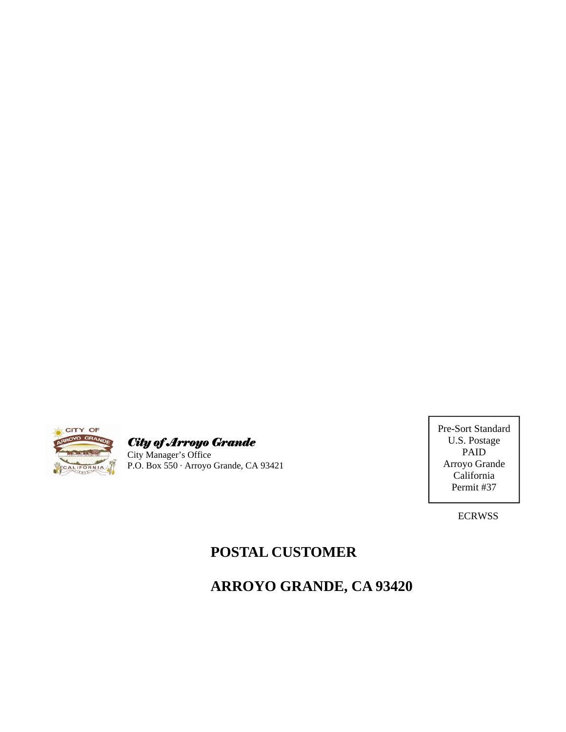***City of Arroyo Grande***
City Manager's Office
P.O. Box 550 · Arroyo Grande, CA 93421

Pre-Sort Standard
U.S. Postage
PAID
Arroyo Grande
California
Permit #37

ECRWSS

**POSTAL CUSTOMER**

**ARROYO GRANDE, CA 93420**